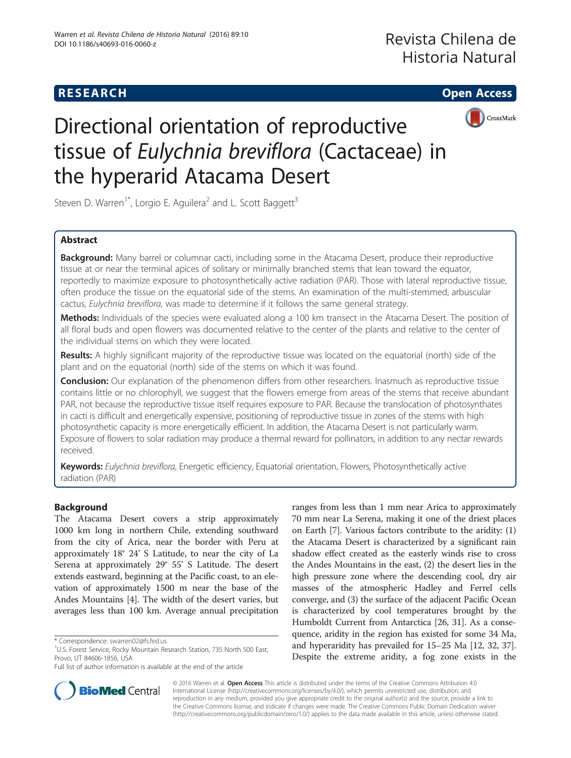**RESEARCH** **Open Access**

# Directional orientation of reproductive tissue of *Eulychnia breviflora* (Cactaceae) in the hyperarid Atacama Desert

Steven D. Warren[1*], Lorgio E. Aguilera[2] and L. Scott Baggett[3]

## Abstract

**Background:** Many barrel or columnar cacti, including some in the Atacama Desert, produce their reproductive tissue at or near the terminal apices of solitary or minimally branched stems that lean toward the equator, reportedly to maximize exposure to photosynthetically active radiation (PAR). Those with lateral reproductive tissue, often produce the tissue on the equatorial side of the stems. An examination of the multi-stemmed, arbuscular cactus, *Eulychnia breviflora*, was made to determine if it follows the same general strategy.

**Methods:** Individuals of the species were evaluated along a 100 km transect in the Atacama Desert. The position of all floral buds and open flowers was documented relative to the center of the plants and relative to the center of the individual stems on which they were located.

**Results:** A highly significant majority of the reproductive tissue was located on the equatorial (north) side of the plant and on the equatorial (north) side of the stems on which it was found.

**Conclusion:** Our explanation of the phenomenon differs from other researchers. Inasmuch as reproductive tissue contains little or no chlorophyll, we suggest that the flowers emerge from areas of the stems that receive abundant PAR, not because the reproductive tissue itself requires exposure to PAR. Because the translocation of photosynthates in cacti is difficult and energetically expensive, positioning of reproductive tissue in zones of the stems with high photosynthetic capacity is more energetically efficient. In addition, the Atacama Desert is not particularly warm. Exposure of flowers to solar radiation may produce a thermal reward for pollinators, in addition to any nectar rewards received.

**Keywords:** *Eulychnia breviflora*, Energetic efficiency, Equatorial orientation, Flowers, Photosynthetically active radiation (PAR)

## Background

The Atacama Desert covers a strip approximately 1000 km long in northern Chile, extending southward from the city of Arica, near the border with Peru at approximately 18° 24′ S Latitude, to near the city of La Serena at approximately 29° 55′ S Latitude. The desert extends eastward, beginning at the Pacific coast, to an elevation of approximately 1500 m near the base of the Andes Mountains [4]. The width of the desert varies, but averages less than 100 km. Average annual precipitation ranges from less than 1 mm near Arica to approximately 70 mm near La Serena, making it one of the driest places on Earth [7]. Various factors contribute to the aridity: (1) the Atacama Desert is characterized by a significant rain shadow effect created as the easterly winds rise to cross the Andes Mountains in the east, (2) the desert lies in the high pressure zone where the descending cool, dry air masses of the atmospheric Hadley and Ferrel cells converge, and (3) the surface of the adjacent Pacific Ocean is characterized by cool temperatures brought by the Humboldt Current from Antarctica [26, 31]. As a consequence, aridity in the region has existed for some 34 Ma, and hyperaridity has prevailed for 15–25 Ma [12, 32, 37]. Despite the extreme aridity, a fog zone exists in the

\* Correspondence: swarren02@fs.fed.us

[1]U.S. Forest Service, Rocky Mountain Research Station, 735 North 500 East, Provo, UT 84606-1856, USA

Full list of author information is available at the end of the article

© 2016 Warren et al. **Open Access** This article is distributed under the terms of the Creative Commons Attribution 4.0 International License (http://creativecommons.org/licenses/by/4.0/), which permits unrestricted use, distribution, and reproduction in any medium, provided you give appropriate credit to the original author(s) and the source, provide a link to the Creative Commons license, and indicate if changes were made. The Creative Commons Public Domain Dedication waiver (http://creativecommons.org/publicdomain/zero/1.0/) applies to the data made available in this article, unless otherwise stated.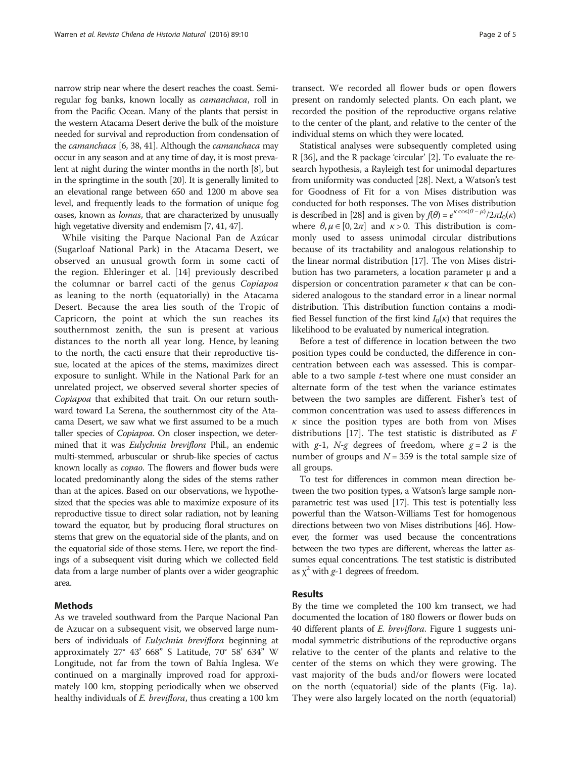narrow strip near where the desert reaches the coast. Semi-regular fog banks, known locally as *camanchaca*, roll in from the Pacific Ocean. Many of the plants that persist in the western Atacama Desert derive the bulk of the moisture needed for survival and reproduction from condensation of the *camanchaca* [6, 38, 41]. Although the *camanchaca* may occur in any season and at any time of day, it is most prevalent at night during the winter months in the north [8], but in the springtime in the south [20]. It is generally limited to an elevational range between 650 and 1200 m above sea level, and frequently leads to the formation of unique fog oases, known as *lomas*, that are characterized by unusually high vegetative diversity and endemism [7, 41, 47].

While visiting the Parque Nacional Pan de Azúcar (Sugarloaf National Park) in the Atacama Desert, we observed an unusual growth form in some cacti of the region. Ehleringer et al. [14] previously described the columnar or barrel cacti of the genus *Copiapoa* as leaning to the north (equatorially) in the Atacama Desert. Because the area lies south of the Tropic of Capricorn, the point at which the sun reaches its southernmost zenith, the sun is present at various distances to the north all year long. Hence, by leaning to the north, the cacti ensure that their reproductive tissue, located at the apices of the stems, maximizes direct exposure to sunlight. While in the National Park for an unrelated project, we observed several shorter species of *Copiapoa* that exhibited that trait. On our return southward toward La Serena, the southernmost city of the Atacama Desert, we saw what we first assumed to be a much taller species of *Copiapoa*. On closer inspection, we determined that it was *Eulychnia breviflora* Phil., an endemic multi-stemmed, arbuscular or shrub-like species of cactus known locally as *copao*. The flowers and flower buds were located predominantly along the sides of the stems rather than at the apices. Based on our observations, we hypothesized that the species was able to maximize exposure of its reproductive tissue to direct solar radiation, not by leaning toward the equator, but by producing floral structures on stems that grew on the equatorial side of the plants, and on the equatorial side of those stems. Here, we report the findings of a subsequent visit during which we collected field data from a large number of plants over a wider geographic area.

## Methods

As we traveled southward from the Parque Nacional Pan de Azucar on a subsequent visit, we observed large numbers of individuals of *Eulychnia breviflora* beginning at approximately 27° 43' 668" S Latitude, 70° 58' 634" W Longitude, not far from the town of Bahía Inglesa. We continued on a marginally improved road for approximately 100 km, stopping periodically when we observed healthy individuals of *E. breviflora*, thus creating a 100 km transect. We recorded all flower buds or open flowers present on randomly selected plants. On each plant, we recorded the position of the reproductive organs relative to the center of the plant, and relative to the center of the individual stems on which they were located.

Statistical analyses were subsequently completed using R [36], and the R package 'circular' [2]. To evaluate the research hypothesis, a Rayleigh test for unimodal departures from uniformity was conducted [28]. Next, a Watson's test for Goodness of Fit for a von Mises distribution was conducted for both responses. The von Mises distribution is described in [28] and is given by $f(\theta) = e^{\kappa \cos(\theta - \mu)}/2\pi I_0(\kappa)$ where $\theta, \mu \in [0, 2\pi]$ and $\kappa > 0$. This distribution is commonly used to assess unimodal circular distributions because of its tractability and analogous relationship to the linear normal distribution [17]. The von Mises distribution has two parameters, a location parameter μ and a dispersion or concentration parameter $\kappa$ that can be considered analogous to the standard error in a linear normal distribution. This distribution function contains a modified Bessel function of the first kind $I_0(\kappa)$ that requires the likelihood to be evaluated by numerical integration.

Before a test of difference in location between the two position types could be conducted, the difference in concentration between each was assessed. This is comparable to a two sample *t*-test where one must consider an alternate form of the test when the variance estimates between the two samples are different. Fisher's test of common concentration was used to assess differences in $\kappa$ since the position types are both from von Mises distributions [17]. The test statistic is distributed as *F* with *g*-1, *N*-*g* degrees of freedom, where $g = 2$ is the number of groups and $N = 359$ is the total sample size of all groups.

To test for differences in common mean direction between the two position types, a Watson's large sample nonparametric test was used [17]. This test is potentially less powerful than the Watson-Williams Test for homogenous directions between two von Mises distributions [46]. However, the former was used because the concentrations between the two types are different, whereas the latter assumes equal concentrations. The test statistic is distributed as $\chi^2$ with *g*-1 degrees of freedom.

## Results

By the time we completed the 100 km transect, we had documented the location of 180 flowers or flower buds on 40 different plants of *E. breviflora*. Figure 1 suggests unimodal symmetric distributions of the reproductive organs relative to the center of the plants and relative to the center of the stems on which they were growing. The vast majority of the buds and/or flowers were located on the north (equatorial) side of the plants (Fig. 1a). They were also largely located on the north (equatorial)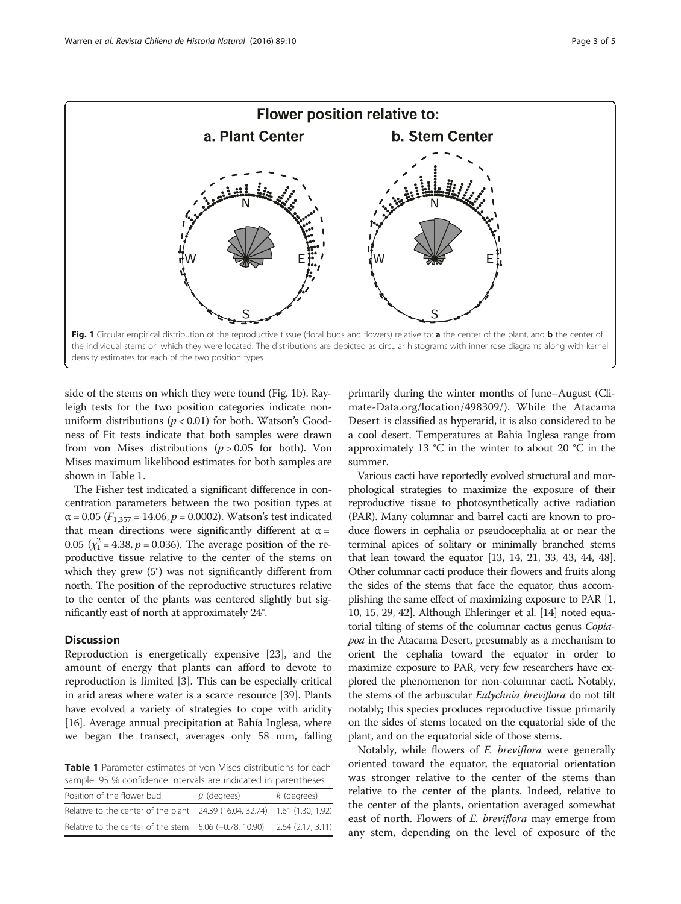Fig. 1 Circular empirical distribution of the reproductive tissue (floral buds and flowers) relative to: **a** the center of the plant, and **b** the center of the individual stems on which they were located. The distributions are depicted as circular histograms with inner rose diagrams along with kernel density estimates for each of the two position types

side of the stems on which they were found (Fig. 1b). Rayleigh tests for the two position categories indicate non-uniform distributions ($p < 0.01$) for both. Watson's Goodness of Fit tests indicate that both samples were drawn from von Mises distributions ($p > 0.05$ for both). Von Mises maximum likelihood estimates for both samples are shown in Table 1.

The Fisher test indicated a significant difference in concentration parameters between the two position types at $\alpha = 0.05$ ($F_{1,357} = 14.06$, $p = 0.0002$). Watson's test indicated that mean directions were significantly different at $\alpha = 0.05$ ($\chi^2_1 = 4.38$, $p = 0.036$). The average position of the reproductive tissue relative to the center of the stems on which they grew (5°) was not significantly different from north. The position of the reproductive structures relative to the center of the plants was centered slightly but significantly east of north at approximately 24°.

## Discussion

Reproduction is energetically expensive [23], and the amount of energy that plants can afford to devote to reproduction is limited [3]. This can be especially critical in arid areas where water is a scarce resource [39]. Plants have evolved a variety of strategies to cope with aridity [16]. Average annual precipitation at Bahía Inglesa, where we began the transect, averages only 58 mm, falling primarily during the winter months of June–August (Climate-Data.org/location/498309/). While the Atacama Desert is classified as hyperarid, it is also considered to be a cool desert. Temperatures at Bahia Inglesa range from approximately 13 °C in the winter to about 20 °C in the summer.

**Table 1** Parameter estimates of von Mises distributions for each sample. 95 % confidence intervals are indicated in parentheses

| Position of the flower bud | $\hat{\mu}$ (degrees) | $\hat{\kappa}$ (degrees) |
| --- | --- | --- |
| Relative to the center of the plant | 24.39 (16.04, 32.74) | 1.61 (1.30, 1.92) |
| Relative to the center of the stem | 5.06 (−0.78, 10.90) | 2.64 (2.17, 3.11) |

Various cacti have reportedly evolved structural and morphological strategies to maximize the exposure of their reproductive tissue to photosynthetically active radiation (PAR). Many columnar and barrel cacti are known to produce flowers in cephalia or pseudocephalia at or near the terminal apices of solitary or minimally branched stems that lean toward the equator [13, 14, 21, 33, 43, 44, 48]. Other columnar cacti produce their flowers and fruits along the sides of the stems that face the equator, thus accomplishing the same effect of maximizing exposure to PAR [1, 10, 15, 29, 42]. Although Ehleringer et al. [14] noted equatorial tilting of stems of the columnar cactus genus *Copiapoa* in the Atacama Desert, presumably as a mechanism to orient the cephalia toward the equator in order to maximize exposure to PAR, very few researchers have explored the phenomenon for non-columnar cacti. Notably, the stems of the arbuscular *Eulychnia breviflora* do not tilt notably; this species produces reproductive tissue primarily on the sides of stems located on the equatorial side of the plant, and on the equatorial side of those stems.

Notably, while flowers of *E. breviflora* were generally oriented toward the equator, the equatorial orientation was stronger relative to the center of the stems than relative to the center of the plants. Indeed, relative to the center of the plants, orientation averaged somewhat east of north. Flowers of *E. breviflora* may emerge from any stem, depending on the level of exposure of the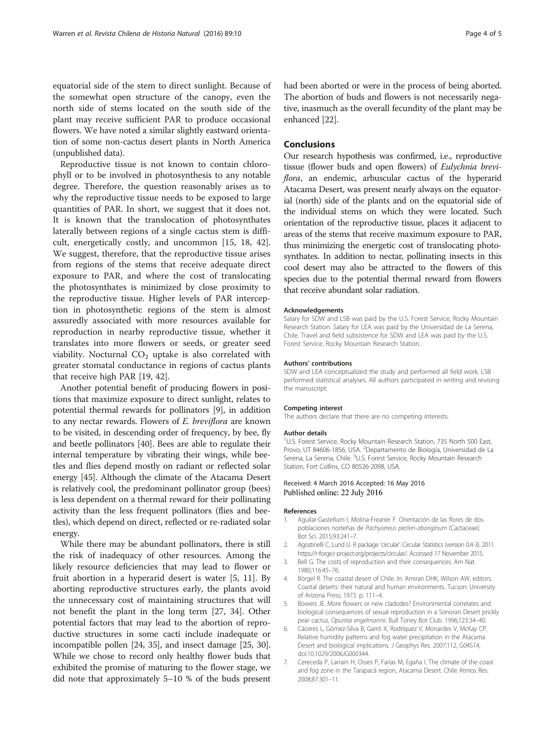equatorial side of the stem to direct sunlight. Because of the somewhat open structure of the canopy, even the north side of stems located on the south side of the plant may receive sufficient PAR to produce occasional flowers. We have noted a similar slightly eastward orientation of some non-cactus desert plants in North America (unpublished data).

Reproductive tissue is not known to contain chlorophyll or to be involved in photosynthesis to any notable degree. Therefore, the question reasonably arises as to why the reproductive tissue needs to be exposed to large quantities of PAR. In short, we suggest that it does not. It is known that the translocation of photosynthates laterally between regions of a single cactus stem is difficult, energetically costly, and uncommon [15, 18, 42]. We suggest, therefore, that the reproductive tissue arises from regions of the stems that receive adequate direct exposure to PAR, and where the cost of translocating the photosynthates is minimized by close proximity to the reproductive tissue. Higher levels of PAR interception in photosynthetic regions of the stem is almost assuredly associated with more resources available for reproduction in nearby reproductive tissue, whether it translates into more flowers or seeds, or greater seed viability. Nocturnal $CO_2$ uptake is also correlated with greater stomatal conductance in regions of cactus plants that receive high PAR [19, 42].

Another potential benefit of producing flowers in positions that maximize exposure to direct sunlight, relates to potential thermal rewards for pollinators [9], in addition to any nectar rewards. Flowers of *E. breviflora* are known to be visited, in descending order of frequency, by bee, fly and beetle pollinators [40]. Bees are able to regulate their internal temperature by vibrating their wings, while beetles and flies depend mostly on radiant or reflected solar energy [45]. Although the climate of the Atacama Desert is relatively cool, the predominant pollinator group (bees) is less dependent on a thermal reward for their pollinating activity than the less frequent pollinators (flies and beetles), which depend on direct, reflected or re-radiated solar energy.

While there may be abundant pollinators, there is still the risk of inadequacy of other resources. Among the likely resource deficiencies that may lead to flower or fruit abortion in a hyperarid desert is water [5, 11]. By aborting reproductive structures early, the plants avoid the unnecessary cost of maintaining structures that will not benefit the plant in the long term [27, 34]. Other potential factors that may lead to the abortion of reproductive structures in some cacti include inadequate or incompatible pollen [24, 35], and insect damage [25, 30]. While we chose to record only healthy flower buds that exhibited the promise of maturing to the flower stage, we did note that approximately 5–10 % of the buds present had been aborted or were in the process of being aborted. The abortion of buds and flowers is not necessarily negative, inasmuch as the overall fecundity of the plant may be enhanced [22].

## Conclusions

Our research hypothesis was confirmed, i.e., reproductive tissue (flower buds and open flowers) of *Eulychnia breviflora*, an endemic, arbuscular cactus of the hyperarid Atacama Desert, was present nearly always on the equatorial (north) side of the plants and on the equatorial side of the individual stems on which they were located. Such orientation of the reproductive tissue, places it adjacent to areas of the stems that receive maximum exposure to PAR, thus minimizing the energetic cost of translocating photosynthates. In addition to nectar, pollinating insects in this cool desert may also be attracted to the flowers of this species due to the potential thermal reward from flowers that receive abundant solar radiation.

#### Acknowledgements

Salary for SDW and LSB was paid by the U.S. Forest Service, Rocky Mountain Research Station. Salary for LEA was paid by the Universidad de La Serena, Chile. Travel and field subsistence for SDW and LEA was paid by the U.S. Forest Service, Rocky Mountain Research Station.

#### Authors' contributions

SDW and LEA conceptualized the study and performed all field work. LSB performed statistical analyses. All authors participated in writing and revising the manuscript.

#### Competing interest

The authors declare that there are no competing interests.

#### Author details

[1]U.S. Forest Service, Rocky Mountain Research Station, 735 North 500 East, Provo, UT 84606-1856, USA. [2]Departamento de Biología, Universidad de La Serena, La Serena, Chile. [3]U.S. Forest Service, Rocky Mountain Research Station, Fort Collins, CO 80526-2098, USA.

Received: 4 March 2016 Accepted: 16 May 2016
Published online: 22 July 2016

#### References

1. Aguilar-Gastellum I, Molina-Freaner F. Orientación de las flores de dos poblaciones norteñas de *Pachycereus pecten-aboriginum* (Cactaceae). Bot Sci. 2015;93:241–7.
2. Agostinelli C, Lund U. R package 'circular': Circular Statistics (version 0.4-3). 2011. https://r-forge.r-project.org/projects/circular/. Accessed 17 November 2015.
3. Bell G. The costs of reproduction and their consequences. Am Nat. 1980;116:45–76.
4. Börgel R. The coastal desert of Chile. In: Amiran DHK, Wilson AW, editors. Coastal deserts: their natural and human environments. Tucson: University of Arizona Press; 1973. p. 111–4.
5. Bowers JE. More flowers or new cladodes? Environmental correlates and biological consequences of sexual reproduction in a Sonoran Desert prickly pear cactus, *Opuntia engelmannii*. Bull Torrey Bot Club. 1996;123:34–40.
6. Cáceres L, Gómez-Silva B, Garró X, Rodríquez V, Monardes V, McKay CP. Relative humidity patterns and fog water precipitation in the Atacama Desert and biological implications. J Geophys Res. 2007;112, G04S14, doi:10.1029/2006JG000344.
7. Cereceda P, Larrain H, Osses P, Farías M, Egaña I. The climate of the coast and fog zone in the Tarapacá region, Atacama Desert. Chile Atmos Res. 2008;87:301–11.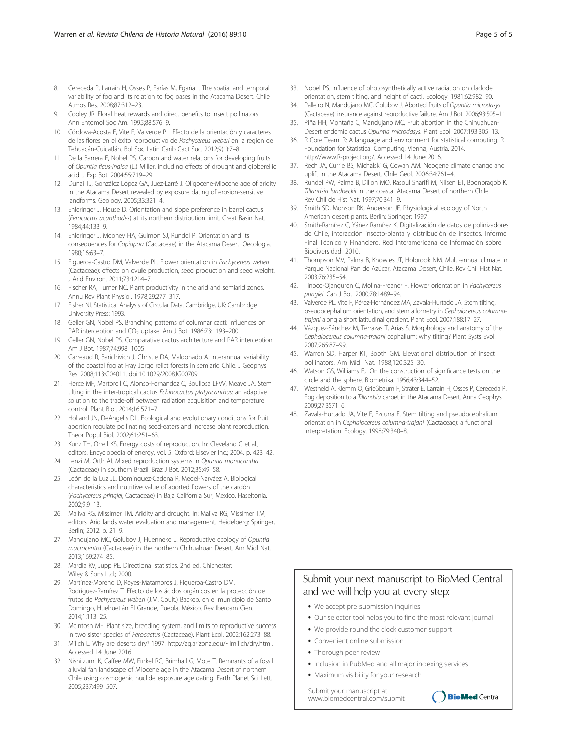8. Cereceda P, Larrain H, Osses P, Farías M, Egaña I. The spatial and temporal variability of fog and its relation to fog oases in the Atacama Desert. Chile Atmos Res. 2008;87:312–23.
9. Cooley JR. Floral heat rewards and direct benefits to insect pollinators. Ann Entomol Soc Am. 1995;88:576–9.
10. Córdova-Acosta E, Vite F, Valverde PL. Efecto de la orientación y caracteres de las flores en el éxito reproductivo de *Pachycereus weberi* en la region de Tehuacán-Cuicatlán. Bol Soc Latin Carib Cact Suc. 2012;9(1):7–8.
11. De la Barrera E, Nobel PS. Carbon and water relations for developing fruits of *Opuntia ficus-indica* (L.) Miller, including effects of drought and gibberellic acid. J Exp Bot. 2004;55:719–29.
12. Dunai TJ, González López GA, Juez-Larré J. Oligocene-Miocene age of aridity in the Atacama Desert revealed by exposure dating of erosion-sensitive landforms. Geology. 2005;33:321–4.
13. Ehleringer J, House D. Orientation and slope preference in barrel cactus (*Ferocactus acanthodes*) at its northern distribution limit. Great Basin Nat. 1984;44:133–9.
14. Ehleringer J, Mooney HA, Gulmon SJ, Rundel P. Orientation and its consequences for *Copiapoa* (Cactaceae) in the Atacama Desert. Oecologia. 1980;16:63–7.
15. Figueroa-Castro DM, Valverde PL. Flower orientation in *Pachycereus weberi* (Cactaceae): effects on ovule production, seed production and seed weight. J Arid Environ. 2011;73:1214–7.
16. Fischer RA, Turner NC. Plant productivity in the arid and semiarid zones. Annu Rev Plant Physiol. 1978;29:277–317.
17. Fisher NI. Statistical Analysis of Circular Data. Cambridge, UK: Cambridge University Press; 1993.
18. Geller GN, Nobel PS. Branching patterns of columnar cacti: influences on PAR interception and $CO_2$ uptake. Am J Bot. 1986;73:1193–200.
19. Geller GN, Nobel PS. Comparative cactus architecture and PAR interception. Am J Bot. 1987;74:998–1005.
20. Garreaud R, Barichivich J, Christie DA, Maldonado A. Interannual variability of the coastal fog at Fray Jorge relict forests in semiarid Chile. J Geophys Res. 2008;113:G04011. doi:10.1029/2008JG00709.
21. Herce MF, Martorell C, Alonso-Fernandez C, Boullosa LFVW, Meave JA. Stem tilting in the inter-tropical cactus *Echinocactus platyacanthus*: an adaptive solution to the trade-off between radiation acquisition and temperature control. Plant Biol. 2014;16:571–7.
22. Holland JN, DeAngelis DL. Ecological and evolutionary conditions for fruit abortion regulate pollinating seed-eaters and increase plant reproduction. Theor Popul Biol. 2002;61:251–63.
23. Kunz TH, Orrell KS. Energy costs of reproduction. In: Cleveland C et al., editors. Encyclopedia of energy, vol. 5. Oxford: Elsevier Inc.; 2004. p. 423–42.
24. Lenzi M, Orth AI. Mixed reproduction systems in *Opuntia monacantha* (Cactaceae) in southern Brazil. Braz J Bot. 2012;35:49–58.
25. León de la Luz JL, Domínguez-Cadena R, Medel-Narváez A. Biological characteristics and nutritive value of aborted flowers of the cardón (*Pachycereus pringlei*, Cactaceae) in Baja California Sur, Mexico. Haseltonia. 2002;9:9–13.
26. Maliva RG, Missimer TM. Aridity and drought. In: Maliva RG, Missimer TM, editors. Arid lands water evaluation and management. Heidelberg: Springer, Berlin; 2012. p. 21–9.
27. Mandujano MC, Golubov J, Huenneke L. Reproductive ecology of *Opuntia macrocentra* (Cactaceae) in the northern Chihuahuan Desert. Am Midl Nat. 2013;169:274–85.
28. Mardia KV, Jupp PE. Directional statistics. 2nd ed. Chichester: Wiley & Sons Ltd.; 2000.
29. Martínez-Moreno D, Reyes-Matamoros J, Figueroa-Castro DM, Rodríguez-Ramírez T. Efecto de los ácidos orgánicos en la protección de frutos de *Pachycereus weberi* (J.M. Coult.) Backeb. en el municipio de Santo Domingo, Huehuetlán El Grande, Puebla, México. Rev Iberoam Cien. 2014;1:113–25.
30. McIntosh ME. Plant size, breeding system, and limits to reproductive success in two sister species of *Ferocactus* (Cactaceae). Plant Ecol. 2002;162:273–88.
31. Milich L. Why are deserts dry? 1997. http://ag.arizona.edu/~lmilich/dry.html. Accessed 14 June 2016.
32. Nishiizumi K, Caffee MW, Finkel RC, Brimhall G, Mote T. Remnants of a fossil alluvial fan landscape of Miocene age in the Atacama Desert of northern Chile using cosmogenic nuclide exposure age dating. Earth Planet Sci Lett. 2005;237:499–507.
33. Nobel PS. Influence of photosynthetically active radiation on cladode orientation, stem tilting, and height of cacti. Ecology. 1981;62:982–90.
34. Palleiro N, Mandujano MC, Golubov J. Aborted fruits of *Opuntia microdasys* (Cactaceae): insurance against reproductive failure. Am J Bot. 2006;93:505–11.
35. Piña HH, Montaña C, Mandujano MC. Fruit abortion in the Chihuahuan-Desert endemic cactus *Opuntia microdasys*. Plant Ecol. 2007;193:305–13.
36. R Core Team. R: A language and environment for statistical computing. R Foundation for Statistical Computing, Vienna, Austria. 2014. http://www.R-project.org/. Accessed 14 June 2016.
37. Rech JA, Currie BS, Michalski G, Cowan AM. Neogene climate change and uplift in the Atacama Desert. Chile Geol. 2006;34:761–4.
38. Rundel PW, Palma B, Dillon MO, Rasoul Sharifi M, Nilsen ET, Boonpragob K. *Tillandsia landbeckii* in the coastal Atacama Desert of northern Chile. Rev Chil de Hist Nat. 1997;70:341–9.
39. Smith SD, Monson RK, Anderson JE. Physiological ecology of North American desert plants. Berlin: Springer; 1997.
40. Smith-Ramírez C, Yáñez Ramírez K. Digitalización de datos de polinizadores de Chile, interacción insecto-planta y distribución de insectos. Informe Final Técnico y Financiero. Red Interamericana de Información sobre Biodiversidad. 2010.
41. Thompson MV, Palma B, Knowles JT, Holbrook NM. Multi-annual climate in Parque Nacional Pan de Azúcar, Atacama Desert, Chile. Rev Chil Hist Nat. 2003;76:235–54.
42. Tinoco-Ojanguren C, Molina-Freaner F. Flower orientation in *Pachycereus pringlei*. Can J Bot. 2000;78:1489–94.
43. Valverde PL, Vite F, Pérez-Hernández MA, Zavala-Hurtado JA. Stem tilting, pseudocephalium orientation, and stem allometry in *Cephalocereus columna-trajani* along a short latitudinal gradient. Plant Ecol. 2007;188:17–27.
44. Vázquez-Sánchez M, Terrazas T, Arias S. Morphology and anatomy of the *Cephalocereus columna-trajani* cephalium: why tilting? Plant Systs Evol. 2007;265:87–99.
45. Warren SD, Harper KT, Booth GM. Elevational distribution of insect pollinators. Am Midl Nat. 1988;120:325–30.
46. Watson GS, Williams EJ. On the construction of significance tests on the circle and the sphere. Biometrika. 1956;43:344–52.
47. Westheld A, Klemm O, Grieβbaum F, Sträter E, Larrain H, Osses P, Cereceda P. Fog deposition to a *Tillandsia* carpet in the Atacama Desert. Anna Geophys. 2009;27:3571–6.
48. Zavala-Hurtado JA, Vite F, Ezcurra E. Stem tilting and pseudocephalium orientation in *Cephalocereus columna-trajani* (Cactaceae): a functional interpretation. Ecology. 1998;79:340–8.

Submit your next manuscript to BioMed Central and we will help you at every step:

- We accept pre-submission inquiries
- Our selector tool helps you to find the most relevant journal
- We provide round the clock customer support
- Convenient online submission
- Thorough peer review
- Inclusion in PubMed and all major indexing services
- Maximum visibility for your research

Submit your manuscript at www.biomedcentral.com/submit

BioMed Central